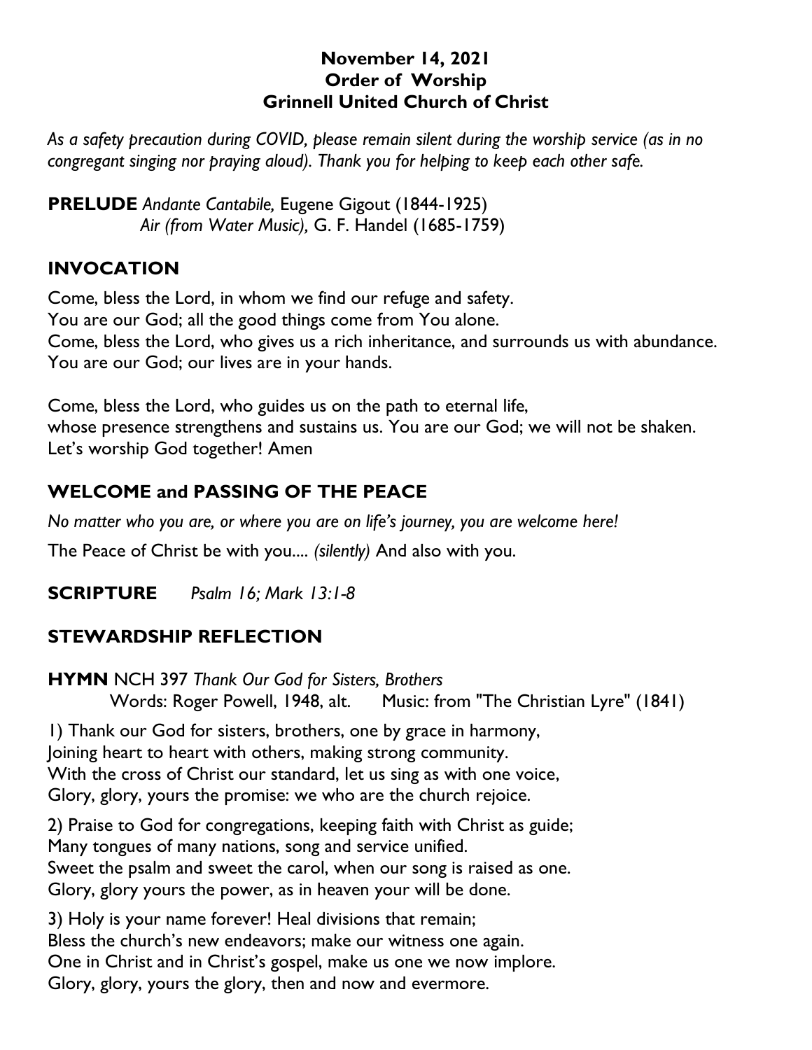**November 14, 2021**
**Order of Worship**
**Grinnell United Church of Christ**

*As a safety precaution during COVID, please remain silent during the worship service (as in no congregant singing nor praying aloud). Thank you for helping to keep each other safe.*

**PRELUDE** *Andante Cantabile,* Eugene Gigout (1844-1925)
*Air (from Water Music),* G. F. Handel (1685-1759)

## INVOCATION

Come, bless the Lord, in whom we find our refuge and safety.
You are our God; all the good things come from You alone.
Come, bless the Lord, who gives us a rich inheritance, and surrounds us with abundance.
You are our God; our lives are in your hands.

Come, bless the Lord, who guides us on the path to eternal life,
whose presence strengthens and sustains us. You are our God; we will not be shaken.
Let's worship God together! Amen

## WELCOME and PASSING OF THE PEACE

*No matter who you are, or where you are on life's journey, you are welcome here!*

The Peace of Christ be with you.... *(silently)* And also with you.

**SCRIPTURE** *Psalm 16; Mark 13:1-8*

## STEWARDSHIP REFLECTION

**HYMN** NCH 397 *Thank Our God for Sisters, Brothers*
Words: Roger Powell, 1948, alt. Music: from "The Christian Lyre" (1841)

1) Thank our God for sisters, brothers, one by grace in harmony,
Joining heart to heart with others, making strong community.
With the cross of Christ our standard, let us sing as with one voice,
Glory, glory, yours the promise: we who are the church rejoice.

2) Praise to God for congregations, keeping faith with Christ as guide;
Many tongues of many nations, song and service unified.
Sweet the psalm and sweet the carol, when our song is raised as one.
Glory, glory yours the power, as in heaven your will be done.

3) Holy is your name forever! Heal divisions that remain;
Bless the church's new endeavors; make our witness one again.
One in Christ and in Christ's gospel, make us one we now implore.
Glory, glory, yours the glory, then and now and evermore.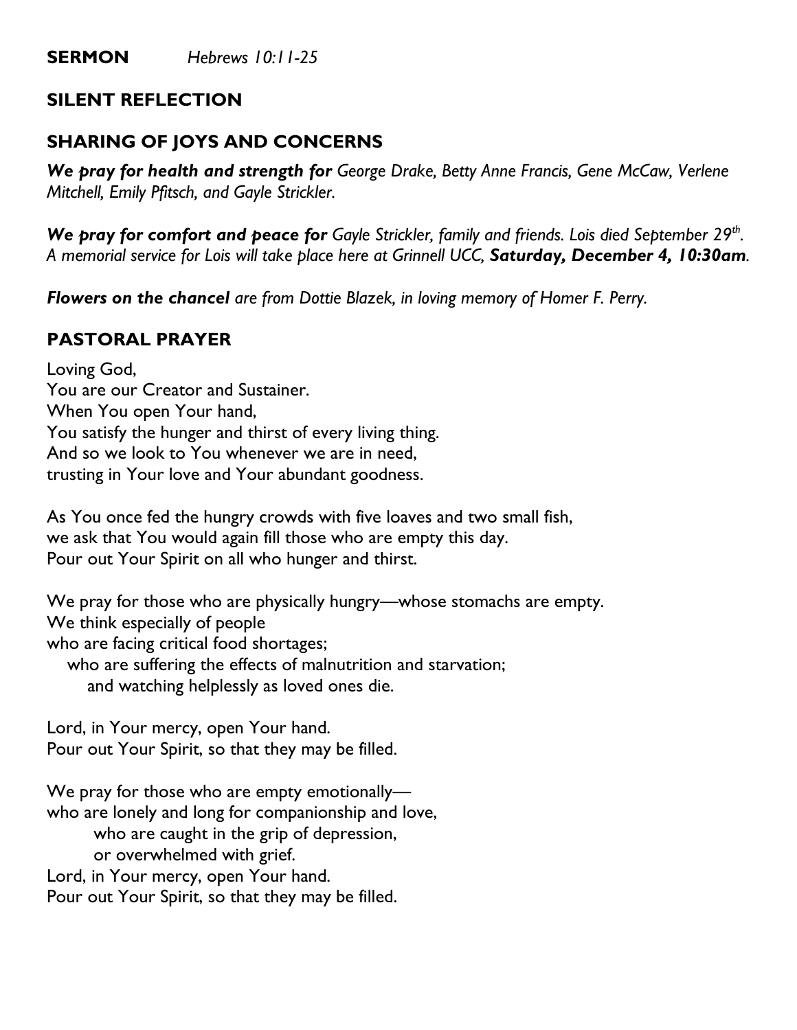**SERMON** *Hebrews 10:11-25*

## SILENT REFLECTION

## SHARING OF JOYS AND CONCERNS

***We pray for health and strength for*** *George Drake, Betty Anne Francis, Gene McCaw, Verlene Mitchell, Emily Pfitsch, and Gayle Strickler.*

***We pray for comfort and peace for*** *Gayle Strickler, family and friends. Lois died September 29th. A memorial service for Lois will take place here at Grinnell UCC,* ***Saturday, December 4, 10:30am****.*

***Flowers on the chancel*** *are from Dottie Blazek, in loving memory of Homer F. Perry.*

## PASTORAL PRAYER

Loving God,
You are our Creator and Sustainer.
When You open Your hand,
You satisfy the hunger and thirst of every living thing.
And so we look to You whenever we are in need,
trusting in Your love and Your abundant goodness.

As You once fed the hungry crowds with five loaves and two small fish,
we ask that You would again fill those who are empty this day.
Pour out Your Spirit on all who hunger and thirst.

We pray for those who are physically hungry—whose stomachs are empty.
We think especially of people
who are facing critical food shortages;
who are suffering the effects of malnutrition and starvation;
and watching helplessly as loved ones die.

Lord, in Your mercy, open Your hand.
Pour out Your Spirit, so that they may be filled.

We pray for those who are empty emotionally—
who are lonely and long for companionship and love,
who are caught in the grip of depression,
or overwhelmed with grief.
Lord, in Your mercy, open Your hand.
Pour out Your Spirit, so that they may be filled.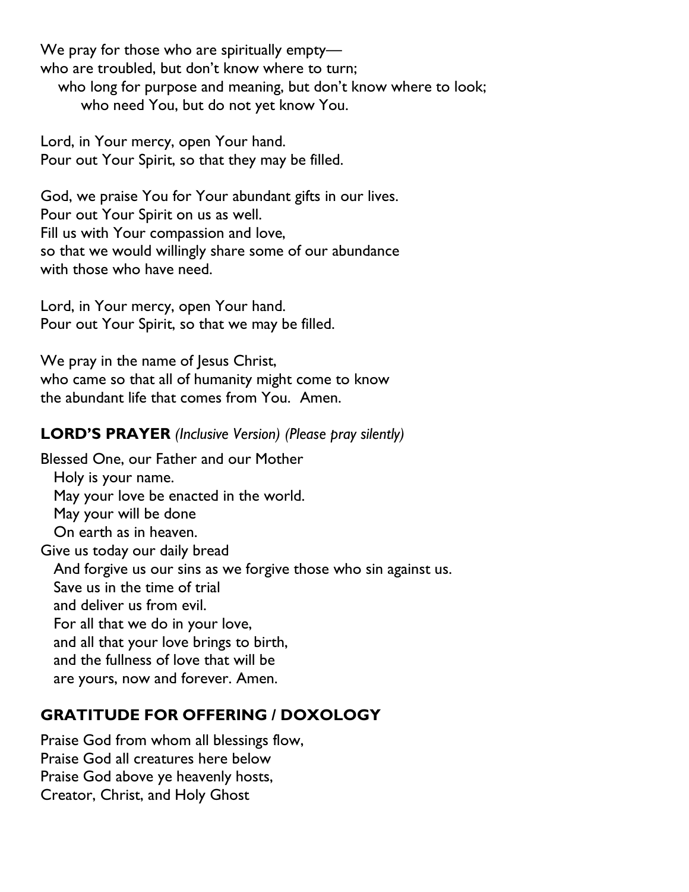We pray for those who are spiritually empty—
who are troubled, but don't know where to turn;
who long for purpose and meaning, but don't know where to look;
who need You, but do not yet know You.

Lord, in Your mercy, open Your hand.
Pour out Your Spirit, so that they may be filled.

God, we praise You for Your abundant gifts in our lives.
Pour out Your Spirit on us as well.
Fill us with Your compassion and love,
so that we would willingly share some of our abundance
with those who have need.

Lord, in Your mercy, open Your hand.
Pour out Your Spirit, so that we may be filled.

We pray in the name of Jesus Christ,
who came so that all of humanity might come to know
the abundant life that comes from You. Amen.

**LORD'S PRAYER** *(Inclusive Version) (Please pray silently)*

Blessed One, our Father and our Mother
Holy is your name.
May your love be enacted in the world.
May your will be done
On earth as in heaven.
Give us today our daily bread
And forgive us our sins as we forgive those who sin against us.
Save us in the time of trial
and deliver us from evil.
For all that we do in your love,
and all that your love brings to birth,
and the fullness of love that will be
are yours, now and forever. Amen.

## GRATITUDE FOR OFFERING / DOXOLOGY

Praise God from whom all blessings flow,
Praise God all creatures here below
Praise God above ye heavenly hosts,
Creator, Christ, and Holy Ghost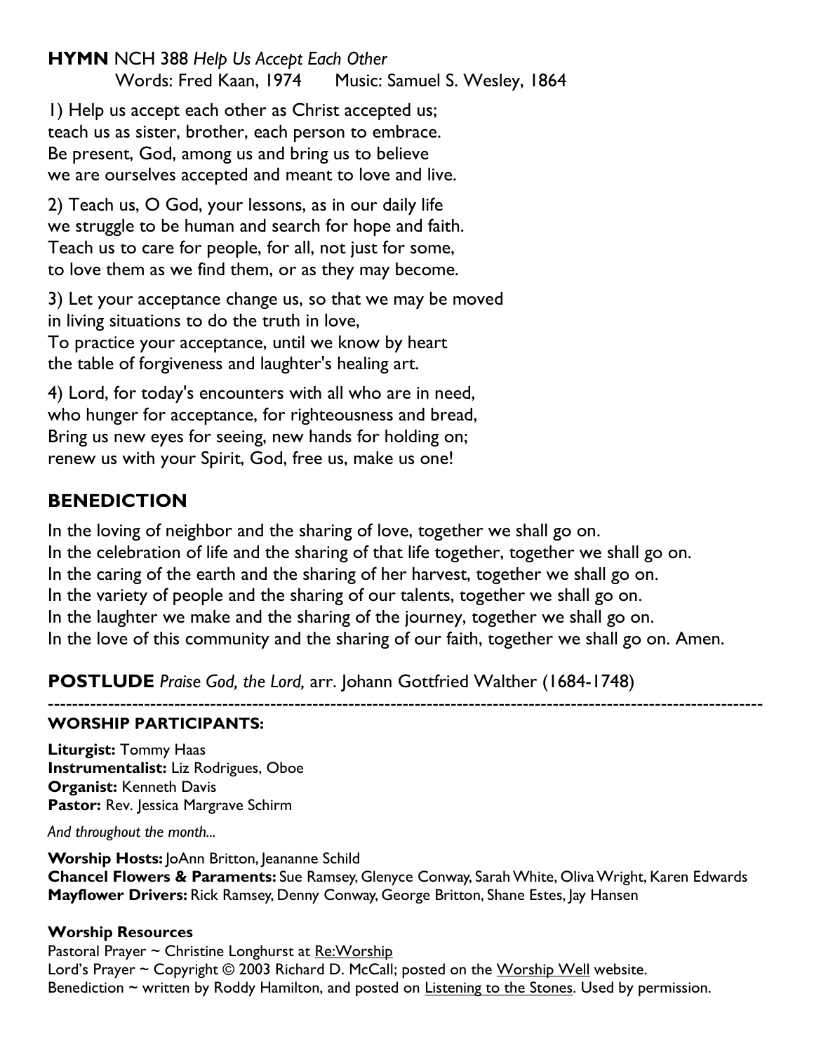**HYMN** NCH 388 *Help Us Accept Each Other*
Words: Fred Kaan, 1974 Music: Samuel S. Wesley, 1864

1) Help us accept each other as Christ accepted us;
teach us as sister, brother, each person to embrace.
Be present, God, among us and bring us to believe
we are ourselves accepted and meant to love and live.

2) Teach us, O God, your lessons, as in our daily life
we struggle to be human and search for hope and faith.
Teach us to care for people, for all, not just for some,
to love them as we find them, or as they may become.

3) Let your acceptance change us, so that we may be moved
in living situations to do the truth in love,
To practice your acceptance, until we know by heart
the table of forgiveness and laughter's healing art.

4) Lord, for today's encounters with all who are in need,
who hunger for acceptance, for righteousness and bread,
Bring us new eyes for seeing, new hands for holding on;
renew us with your Spirit, God, free us, make us one!

## BENEDICTION

In the loving of neighbor and the sharing of love, together we shall go on.
In the celebration of life and the sharing of that life together, together we shall go on.
In the caring of the earth and the sharing of her harvest, together we shall go on.
In the variety of people and the sharing of our talents, together we shall go on.
In the laughter we make and the sharing of the journey, together we shall go on.
In the love of this community and the sharing of our faith, together we shall go on. Amen.

**POSTLUDE** *Praise God, the Lord,* arr. Johann Gottfried Walther (1684-1748)

---

**WORSHIP PARTICIPANTS:**

**Liturgist:** Tommy Haas
**Instrumentalist:** Liz Rodrigues, Oboe
**Organist:** Kenneth Davis
**Pastor:** Rev. Jessica Margrave Schirm

*And throughout the month...*

**Worship Hosts:** JoAnn Britton, Jeananne Schild
**Chancel Flowers & Paraments:** Sue Ramsey, Glenyce Conway, Sarah White, Oliva Wright, Karen Edwards
**Mayflower Drivers:** Rick Ramsey, Denny Conway, George Britton, Shane Estes, Jay Hansen

**Worship Resources**
Pastoral Prayer ~ Christine Longhurst at Re:Worship
Lord's Prayer ~ Copyright © 2003 Richard D. McCall; posted on the Worship Well website.
Benediction ~ written by Roddy Hamilton, and posted on Listening to the Stones. Used by permission.